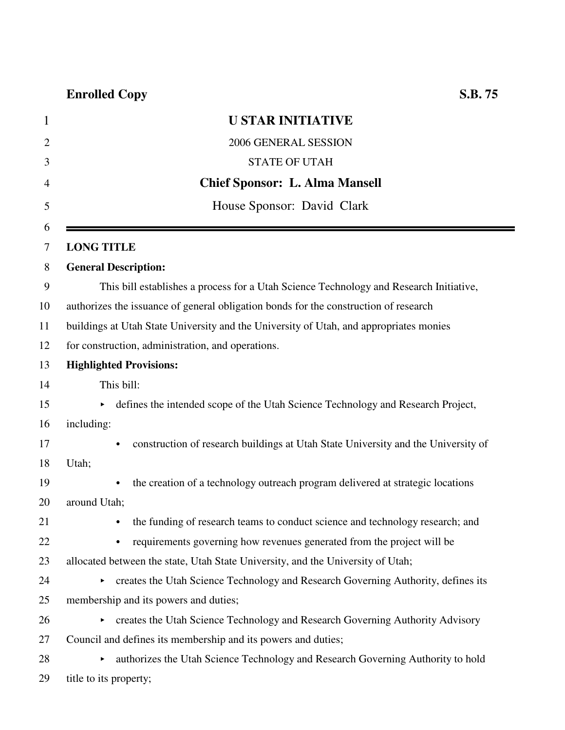**Enrolled Copy** **S.B. 75**

# U STAR INITIATIVE

2006 GENERAL SESSION

STATE OF UTAH

**Chief Sponsor: L. Alma Mansell**

House Sponsor: David Clark

---

**LONG TITLE**

**General Description:**

This bill establishes a process for a Utah Science Technology and Research Initiative, authorizes the issuance of general obligation bonds for the construction of research buildings at Utah State University and the University of Utah, and appropriates monies for construction, administration, and operations.

**Highlighted Provisions:**

This bill:

- defines the intended scope of the Utah Science Technology and Research Project, including:
  - construction of research buildings at Utah State University and the University of Utah;
  - the creation of a technology outreach program delivered at strategic locations around Utah;
  - the funding of research teams to conduct science and technology research; and
  - requirements governing how revenues generated from the project will be allocated between the state, Utah State University, and the University of Utah;
- creates the Utah Science Technology and Research Governing Authority, defines its membership and its powers and duties;
- creates the Utah Science Technology and Research Governing Authority Advisory Council and defines its membership and its powers and duties;
- authorizes the Utah Science Technology and Research Governing Authority to hold title to its property;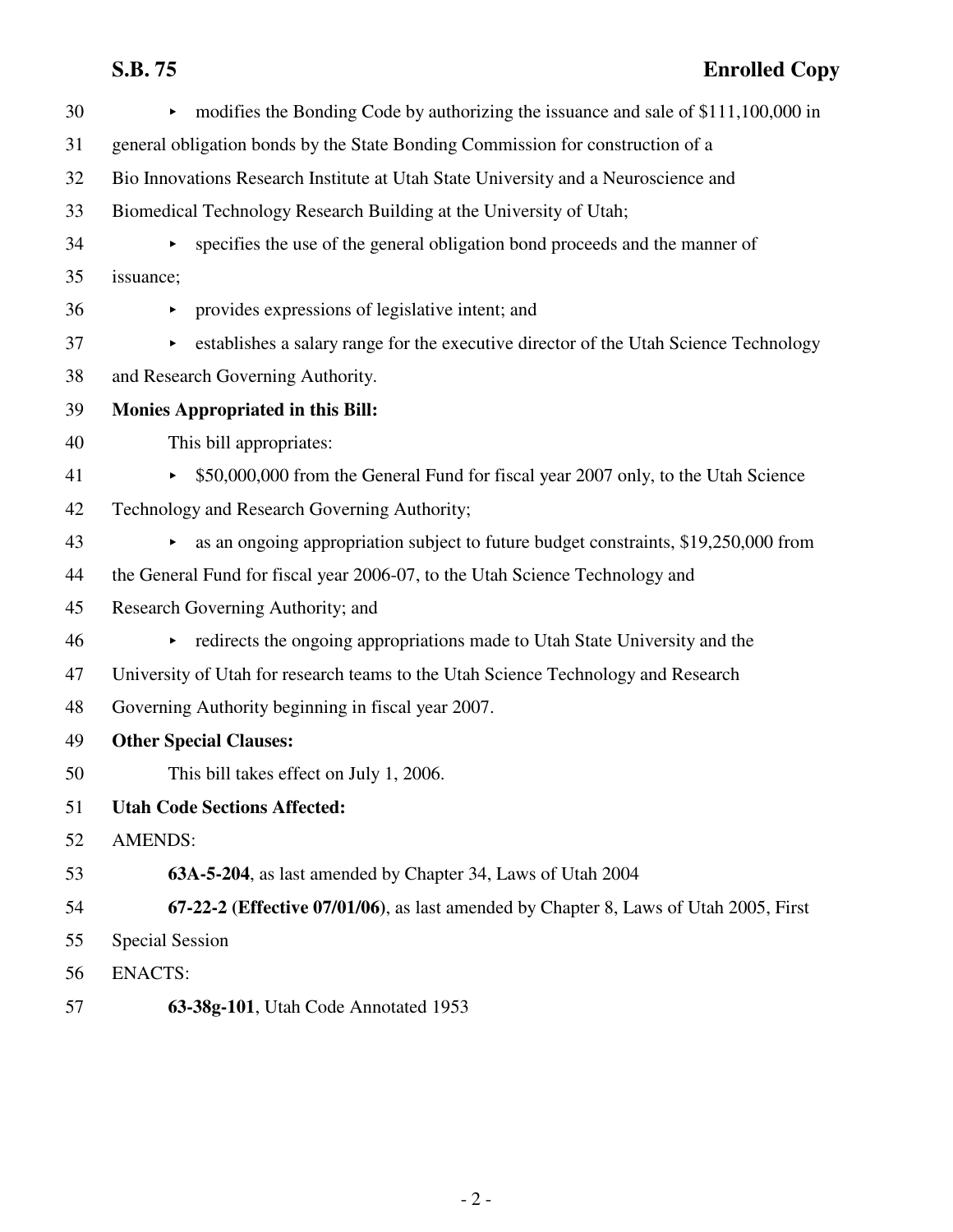- modifies the Bonding Code by authorizing the issuance and sale of $111,100,000 in general obligation bonds by the State Bonding Commission for construction of a Bio Innovations Research Institute at Utah State University and a Neuroscience and Biomedical Technology Research Building at the University of Utah;
- specifies the use of the general obligation bond proceeds and the manner of issuance;
- provides expressions of legislative intent; and
- establishes a salary range for the executive director of the Utah Science Technology and Research Governing Authority.

**Monies Appropriated in this Bill:**

This bill appropriates:

- $50,000,000 from the General Fund for fiscal year 2007 only, to the Utah Science Technology and Research Governing Authority;
- as an ongoing appropriation subject to future budget constraints, $19,250,000 from the General Fund for fiscal year 2006-07, to the Utah Science Technology and Research Governing Authority; and
- redirects the ongoing appropriations made to Utah State University and the University of Utah for research teams to the Utah Science Technology and Research Governing Authority beginning in fiscal year 2007.

**Other Special Clauses:**

This bill takes effect on July 1, 2006.

**Utah Code Sections Affected:**

AMENDS:

**63A-5-204**, as last amended by Chapter 34, Laws of Utah 2004

**67-22-2 (Effective 07/01/06)**, as last amended by Chapter 8, Laws of Utah 2005, First Special Session

ENACTS:

**63-38g-101**, Utah Code Annotated 1953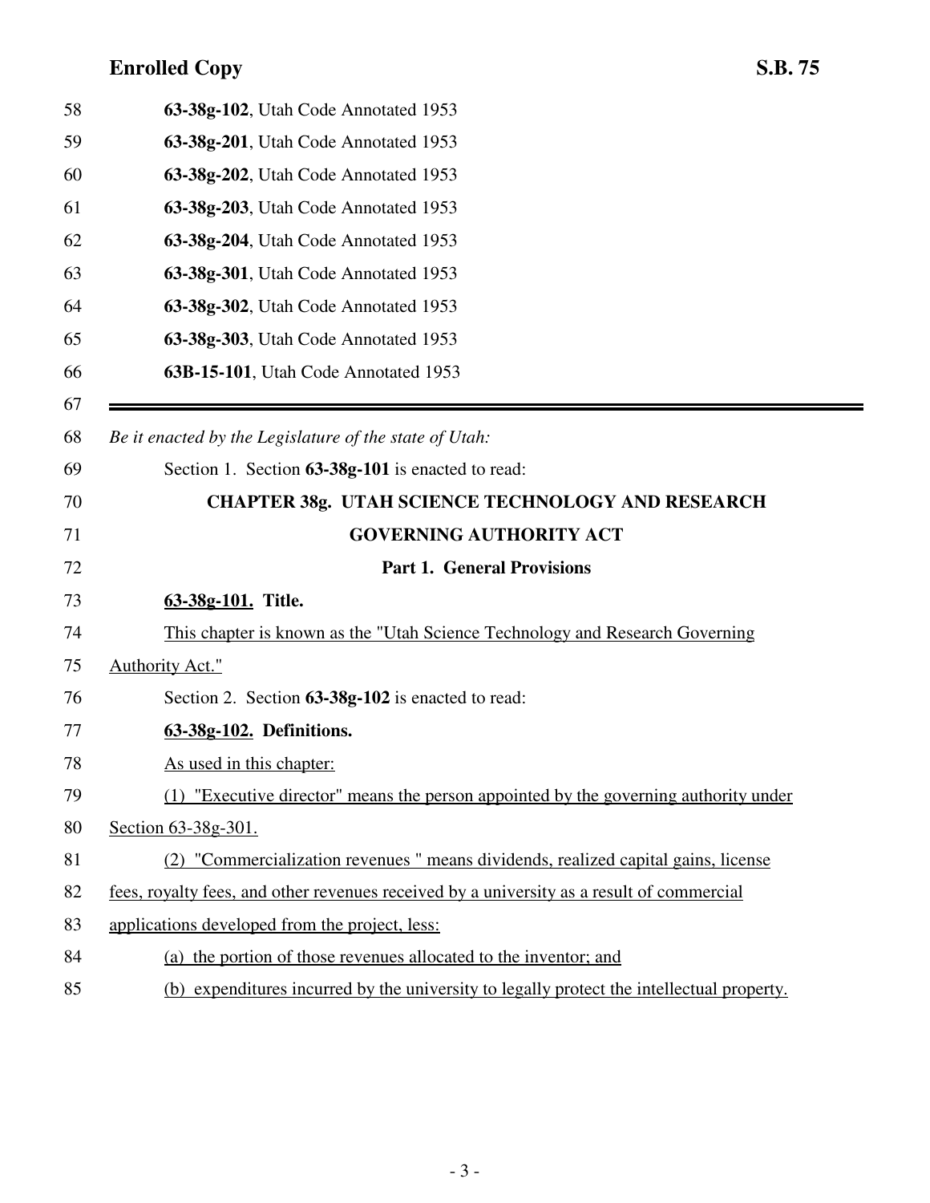**63-38g-102**, Utah Code Annotated 1953

**63-38g-201**, Utah Code Annotated 1953

**63-38g-202**, Utah Code Annotated 1953

**63-38g-203**, Utah Code Annotated 1953

**63-38g-204**, Utah Code Annotated 1953

**63-38g-301**, Utah Code Annotated 1953

**63-38g-302**, Utah Code Annotated 1953

**63-38g-303**, Utah Code Annotated 1953

**63B-15-101**, Utah Code Annotated 1953

---

*Be it enacted by the Legislature of the state of Utah:*

Section 1. Section **63-38g-101** is enacted to read:

## CHAPTER 38g. UTAH SCIENCE TECHNOLOGY AND RESEARCH GOVERNING AUTHORITY ACT

### Part 1. General Provisions

**63-38g-101. Title.**

This chapter is known as the "Utah Science Technology and Research Governing Authority Act."

Section 2. Section **63-38g-102** is enacted to read:

**63-38g-102. Definitions.**

As used in this chapter:

(1) "Executive director" means the person appointed by the governing authority under Section 63-38g-301.

(2) "Commercialization revenues " means dividends, realized capital gains, license fees, royalty fees, and other revenues received by a university as a result of commercial applications developed from the project, less:

(a) the portion of those revenues allocated to the inventor; and

(b) expenditures incurred by the university to legally protect the intellectual property.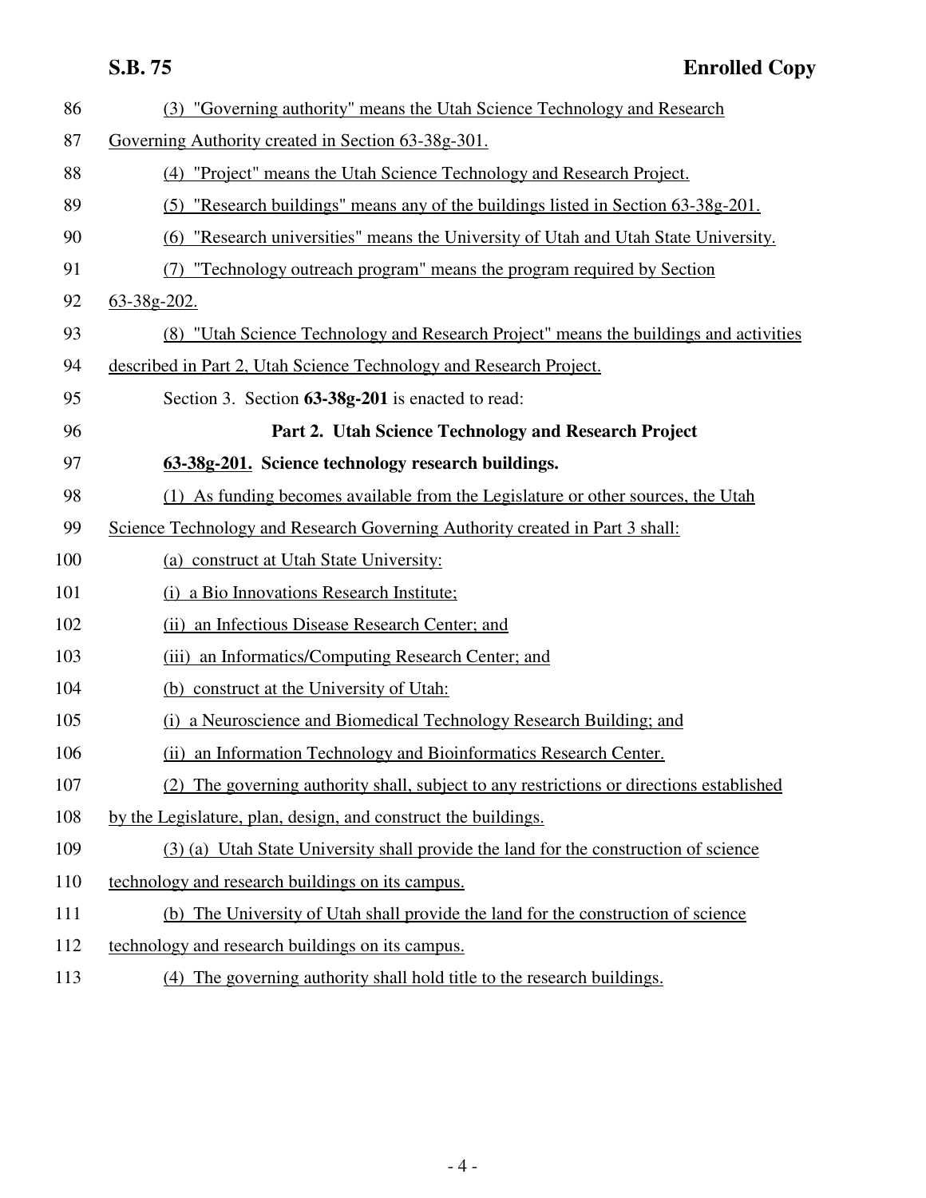(3) "Governing authority" means the Utah Science Technology and Research Governing Authority created in Section 63-38g-301.

(4) "Project" means the Utah Science Technology and Research Project.

(5) "Research buildings" means any of the buildings listed in Section 63-38g-201.

(6) "Research universities" means the University of Utah and Utah State University.

(7) "Technology outreach program" means the program required by Section 63-38g-202.

(8) "Utah Science Technology and Research Project" means the buildings and activities described in Part 2, Utah Science Technology and Research Project.

Section 3. Section **63-38g-201** is enacted to read:

## Part 2. Utah Science Technology and Research Project

**63-38g-201. Science technology research buildings.**

(1) As funding becomes available from the Legislature or other sources, the Utah Science Technology and Research Governing Authority created in Part 3 shall:

(a) construct at Utah State University:

(i) a Bio Innovations Research Institute;

(ii) an Infectious Disease Research Center; and

(iii) an Informatics/Computing Research Center; and

(b) construct at the University of Utah:

(i) a Neuroscience and Biomedical Technology Research Building; and

(ii) an Information Technology and Bioinformatics Research Center.

(2) The governing authority shall, subject to any restrictions or directions established by the Legislature, plan, design, and construct the buildings.

(3) (a) Utah State University shall provide the land for the construction of science technology and research buildings on its campus.

(b) The University of Utah shall provide the land for the construction of science technology and research buildings on its campus.

(4) The governing authority shall hold title to the research buildings.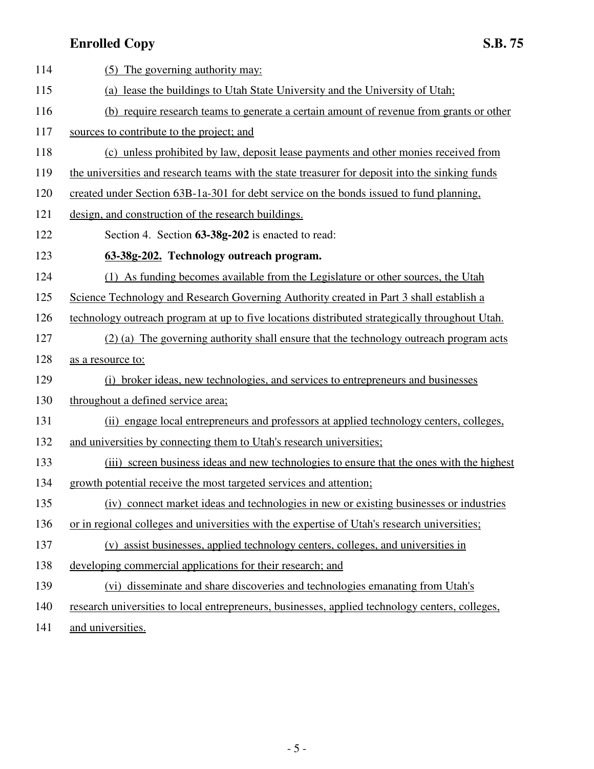(5) The governing authority may:

(a) lease the buildings to Utah State University and the University of Utah;

(b) require research teams to generate a certain amount of revenue from grants or other sources to contribute to the project; and

(c) unless prohibited by law, deposit lease payments and other monies received from the universities and research teams with the state treasurer for deposit into the sinking funds created under Section 63B-1a-301 for debt service on the bonds issued to fund planning, design, and construction of the research buildings.

Section 4. Section **63-38g-202** is enacted to read:

**63-38g-202. Technology outreach program.**

(1) As funding becomes available from the Legislature or other sources, the Utah Science Technology and Research Governing Authority created in Part 3 shall establish a technology outreach program at up to five locations distributed strategically throughout Utah.

(2) (a) The governing authority shall ensure that the technology outreach program acts as a resource to:

(i) broker ideas, new technologies, and services to entrepreneurs and businesses throughout a defined service area;

(ii) engage local entrepreneurs and professors at applied technology centers, colleges, and universities by connecting them to Utah's research universities;

(iii) screen business ideas and new technologies to ensure that the ones with the highest growth potential receive the most targeted services and attention;

(iv) connect market ideas and technologies in new or existing businesses or industries or in regional colleges and universities with the expertise of Utah's research universities;

(v) assist businesses, applied technology centers, colleges, and universities in developing commercial applications for their research; and

(vi) disseminate and share discoveries and technologies emanating from Utah's research universities to local entrepreneurs, businesses, applied technology centers, colleges, and universities.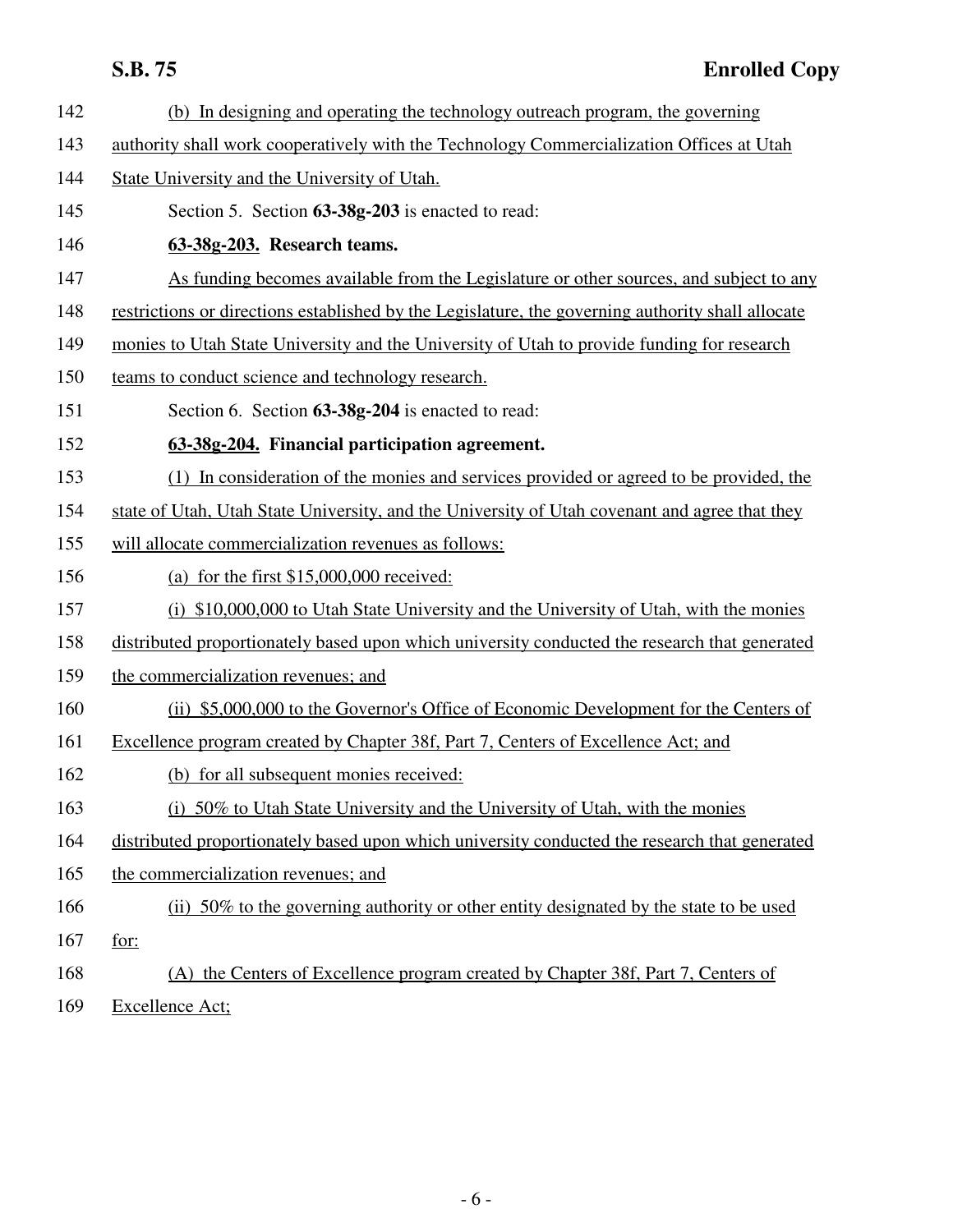(b) In designing and operating the technology outreach program, the governing authority shall work cooperatively with the Technology Commercialization Offices at Utah State University and the University of Utah.

Section 5. Section **63-38g-203** is enacted to read:

**63-38g-203. Research teams.**

As funding becomes available from the Legislature or other sources, and subject to any restrictions or directions established by the Legislature, the governing authority shall allocate monies to Utah State University and the University of Utah to provide funding for research teams to conduct science and technology research.

Section 6. Section **63-38g-204** is enacted to read:

**63-38g-204. Financial participation agreement.**

(1) In consideration of the monies and services provided or agreed to be provided, the state of Utah, Utah State University, and the University of Utah covenant and agree that they will allocate commercialization revenues as follows:

(a) for the first $15,000,000 received:

(i) $10,000,000 to Utah State University and the University of Utah, with the monies distributed proportionately based upon which university conducted the research that generated the commercialization revenues; and

(ii) $5,000,000 to the Governor's Office of Economic Development for the Centers of Excellence program created by Chapter 38f, Part 7, Centers of Excellence Act; and

(b) for all subsequent monies received:

(i) 50% to Utah State University and the University of Utah, with the monies distributed proportionately based upon which university conducted the research that generated the commercialization revenues; and

(ii) 50% to the governing authority or other entity designated by the state to be used for:

(A) the Centers of Excellence program created by Chapter 38f, Part 7, Centers of Excellence Act;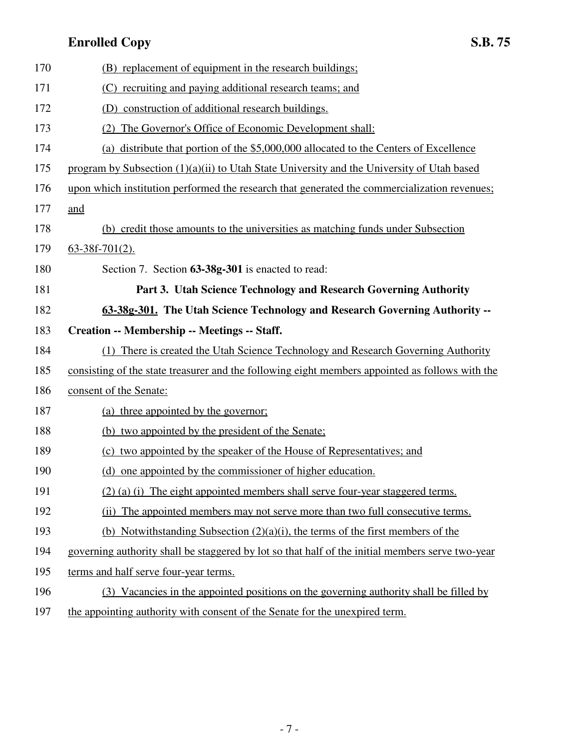(B) replacement of equipment in the research buildings;

(C) recruiting and paying additional research teams; and

(D) construction of additional research buildings.

(2) The Governor's Office of Economic Development shall:

(a) distribute that portion of the $5,000,000 allocated to the Centers of Excellence program by Subsection (1)(a)(ii) to Utah State University and the University of Utah based upon which institution performed the research that generated the commercialization revenues; and

(b) credit those amounts to the universities as matching funds under Subsection 63-38f-701(2).

Section 7. Section **63-38g-301** is enacted to read:

**Part 3. Utah Science Technology and Research Governing Authority**

**63-38g-301. The Utah Science Technology and Research Governing Authority -- Creation -- Membership -- Meetings -- Staff.**

(1) There is created the Utah Science Technology and Research Governing Authority consisting of the state treasurer and the following eight members appointed as follows with the consent of the Senate:

(a) three appointed by the governor;

(b) two appointed by the president of the Senate;

(c) two appointed by the speaker of the House of Representatives; and

(d) one appointed by the commissioner of higher education.

(2) (a) (i) The eight appointed members shall serve four-year staggered terms.

(ii) The appointed members may not serve more than two full consecutive terms.

(b) Notwithstanding Subsection (2)(a)(i), the terms of the first members of the governing authority shall be staggered by lot so that half of the initial members serve two-year terms and half serve four-year terms.

(3) Vacancies in the appointed positions on the governing authority shall be filled by the appointing authority with consent of the Senate for the unexpired term.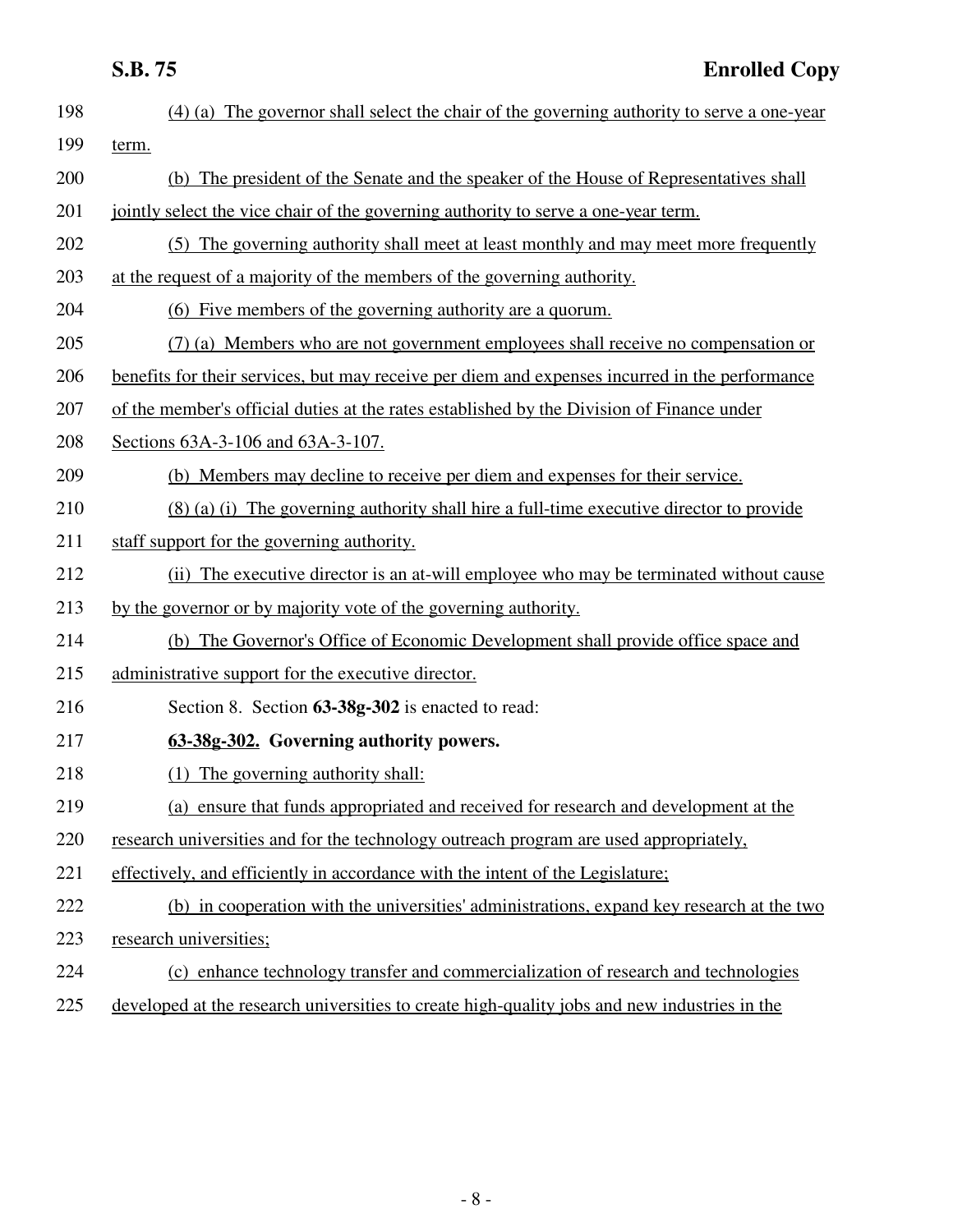(4) (a) The governor shall select the chair of the governing authority to serve a one-year term.

(b) The president of the Senate and the speaker of the House of Representatives shall jointly select the vice chair of the governing authority to serve a one-year term.

(5) The governing authority shall meet at least monthly and may meet more frequently at the request of a majority of the members of the governing authority.

(6) Five members of the governing authority are a quorum.

(7) (a) Members who are not government employees shall receive no compensation or benefits for their services, but may receive per diem and expenses incurred in the performance of the member's official duties at the rates established by the Division of Finance under Sections 63A-3-106 and 63A-3-107.

(b) Members may decline to receive per diem and expenses for their service.

(8) (a) (i) The governing authority shall hire a full-time executive director to provide staff support for the governing authority.

(ii) The executive director is an at-will employee who may be terminated without cause by the governor or by majority vote of the governing authority.

(b) The Governor's Office of Economic Development shall provide office space and administrative support for the executive director.

Section 8. Section **63-38g-302** is enacted to read:

**63-38g-302. Governing authority powers.**

(1) The governing authority shall:

(a) ensure that funds appropriated and received for research and development at the research universities and for the technology outreach program are used appropriately, effectively, and efficiently in accordance with the intent of the Legislature;

(b) in cooperation with the universities' administrations, expand key research at the two research universities;

(c) enhance technology transfer and commercialization of research and technologies developed at the research universities to create high-quality jobs and new industries in the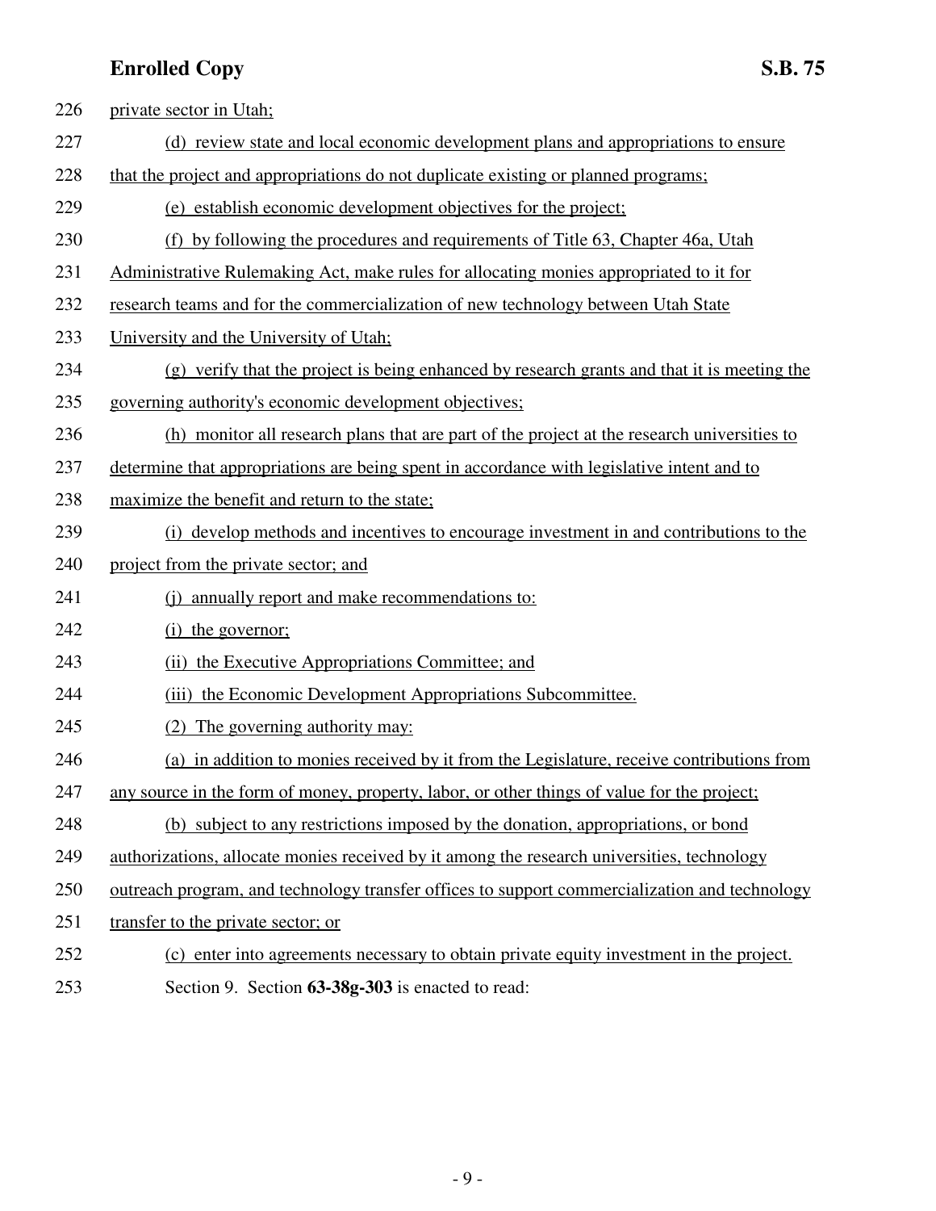private sector in Utah;

(d) review state and local economic development plans and appropriations to ensure that the project and appropriations do not duplicate existing or planned programs;

(e) establish economic development objectives for the project;

(f) by following the procedures and requirements of Title 63, Chapter 46a, Utah Administrative Rulemaking Act, make rules for allocating monies appropriated to it for research teams and for the commercialization of new technology between Utah State University and the University of Utah;

(g) verify that the project is being enhanced by research grants and that it is meeting the governing authority's economic development objectives;

(h) monitor all research plans that are part of the project at the research universities to determine that appropriations are being spent in accordance with legislative intent and to maximize the benefit and return to the state;

(i) develop methods and incentives to encourage investment in and contributions to the project from the private sector; and

(j) annually report and make recommendations to:

(i) the governor;

(ii) the Executive Appropriations Committee; and

(iii) the Economic Development Appropriations Subcommittee.

(2) The governing authority may:

(a) in addition to monies received by it from the Legislature, receive contributions from any source in the form of money, property, labor, or other things of value for the project;

(b) subject to any restrictions imposed by the donation, appropriations, or bond authorizations, allocate monies received by it among the research universities, technology outreach program, and technology transfer offices to support commercialization and technology transfer to the private sector; or

(c) enter into agreements necessary to obtain private equity investment in the project.

Section 9. Section **63-38g-303** is enacted to read: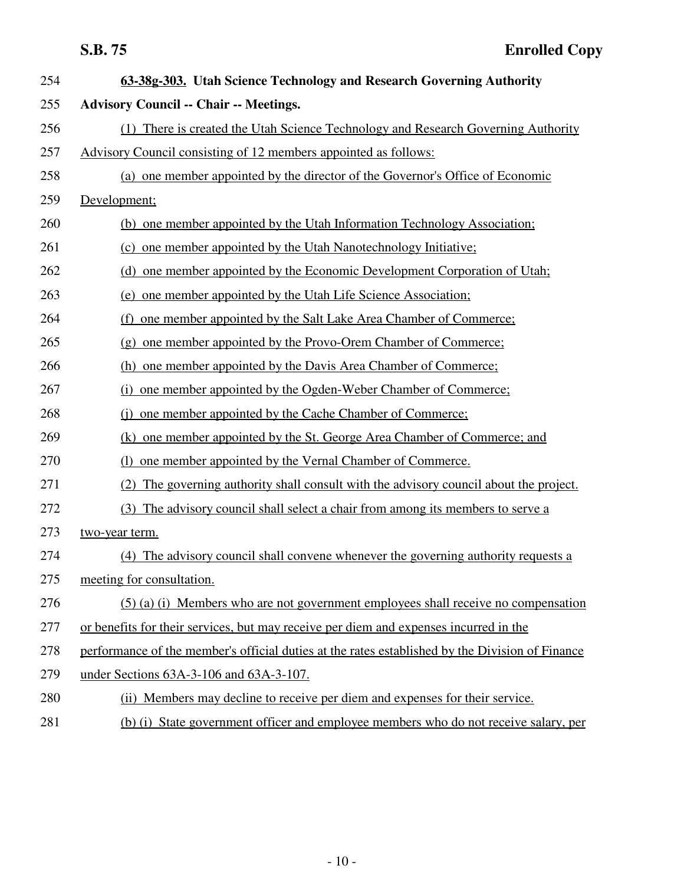**63-38g-303. Utah Science Technology and Research Governing Authority Advisory Council -- Chair -- Meetings.**

(1) There is created the Utah Science Technology and Research Governing Authority Advisory Council consisting of 12 members appointed as follows:

(a) one member appointed by the director of the Governor's Office of Economic Development;

(b) one member appointed by the Utah Information Technology Association;

(c) one member appointed by the Utah Nanotechnology Initiative;

(d) one member appointed by the Economic Development Corporation of Utah;

(e) one member appointed by the Utah Life Science Association;

(f) one member appointed by the Salt Lake Area Chamber of Commerce;

(g) one member appointed by the Provo-Orem Chamber of Commerce;

(h) one member appointed by the Davis Area Chamber of Commerce;

(i) one member appointed by the Ogden-Weber Chamber of Commerce;

(j) one member appointed by the Cache Chamber of Commerce;

(k) one member appointed by the St. George Area Chamber of Commerce; and

(l) one member appointed by the Vernal Chamber of Commerce.

(2) The governing authority shall consult with the advisory council about the project.

(3) The advisory council shall select a chair from among its members to serve a two-year term.

(4) The advisory council shall convene whenever the governing authority requests a meeting for consultation.

(5) (a) (i) Members who are not government employees shall receive no compensation or benefits for their services, but may receive per diem and expenses incurred in the performance of the member's official duties at the rates established by the Division of Finance under Sections 63A-3-106 and 63A-3-107.

(ii) Members may decline to receive per diem and expenses for their service.

(b) (i) State government officer and employee members who do not receive salary, per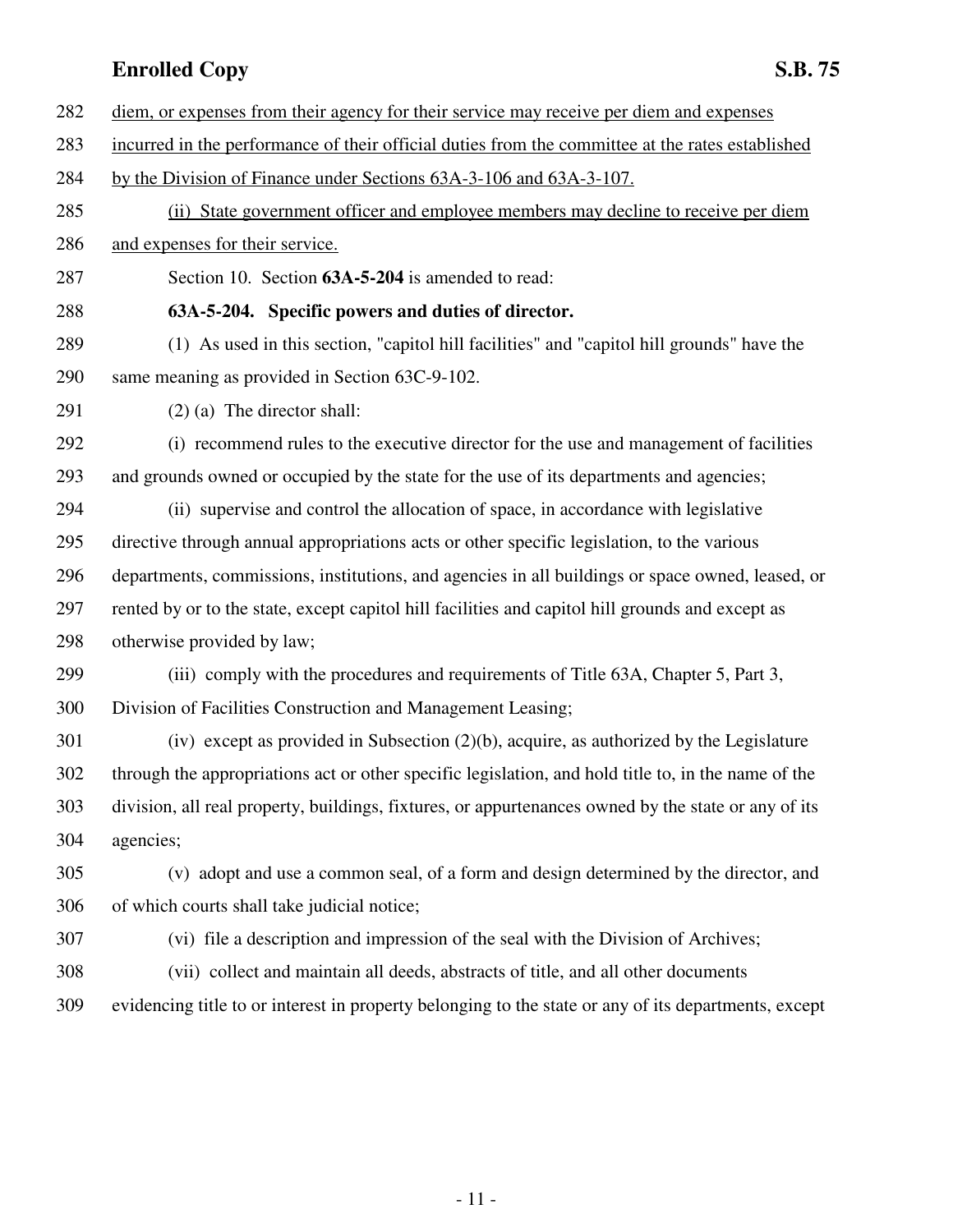diem, or expenses from their agency for their service may receive per diem and expenses incurred in the performance of their official duties from the committee at the rates established by the Division of Finance under Sections 63A-3-106 and 63A-3-107.

(ii) State government officer and employee members may decline to receive per diem and expenses for their service.

Section 10. Section **63A-5-204** is amended to read:

**63A-5-204. Specific powers and duties of director.**

(1) As used in this section, "capitol hill facilities" and "capitol hill grounds" have the same meaning as provided in Section 63C-9-102.

(2) (a) The director shall:

(i) recommend rules to the executive director for the use and management of facilities and grounds owned or occupied by the state for the use of its departments and agencies;

(ii) supervise and control the allocation of space, in accordance with legislative directive through annual appropriations acts or other specific legislation, to the various departments, commissions, institutions, and agencies in all buildings or space owned, leased, or rented by or to the state, except capitol hill facilities and capitol hill grounds and except as otherwise provided by law;

(iii) comply with the procedures and requirements of Title 63A, Chapter 5, Part 3, Division of Facilities Construction and Management Leasing;

(iv) except as provided in Subsection (2)(b), acquire, as authorized by the Legislature through the appropriations act or other specific legislation, and hold title to, in the name of the division, all real property, buildings, fixtures, or appurtenances owned by the state or any of its agencies;

(v) adopt and use a common seal, of a form and design determined by the director, and of which courts shall take judicial notice;

(vi) file a description and impression of the seal with the Division of Archives;

(vii) collect and maintain all deeds, abstracts of title, and all other documents evidencing title to or interest in property belonging to the state or any of its departments, except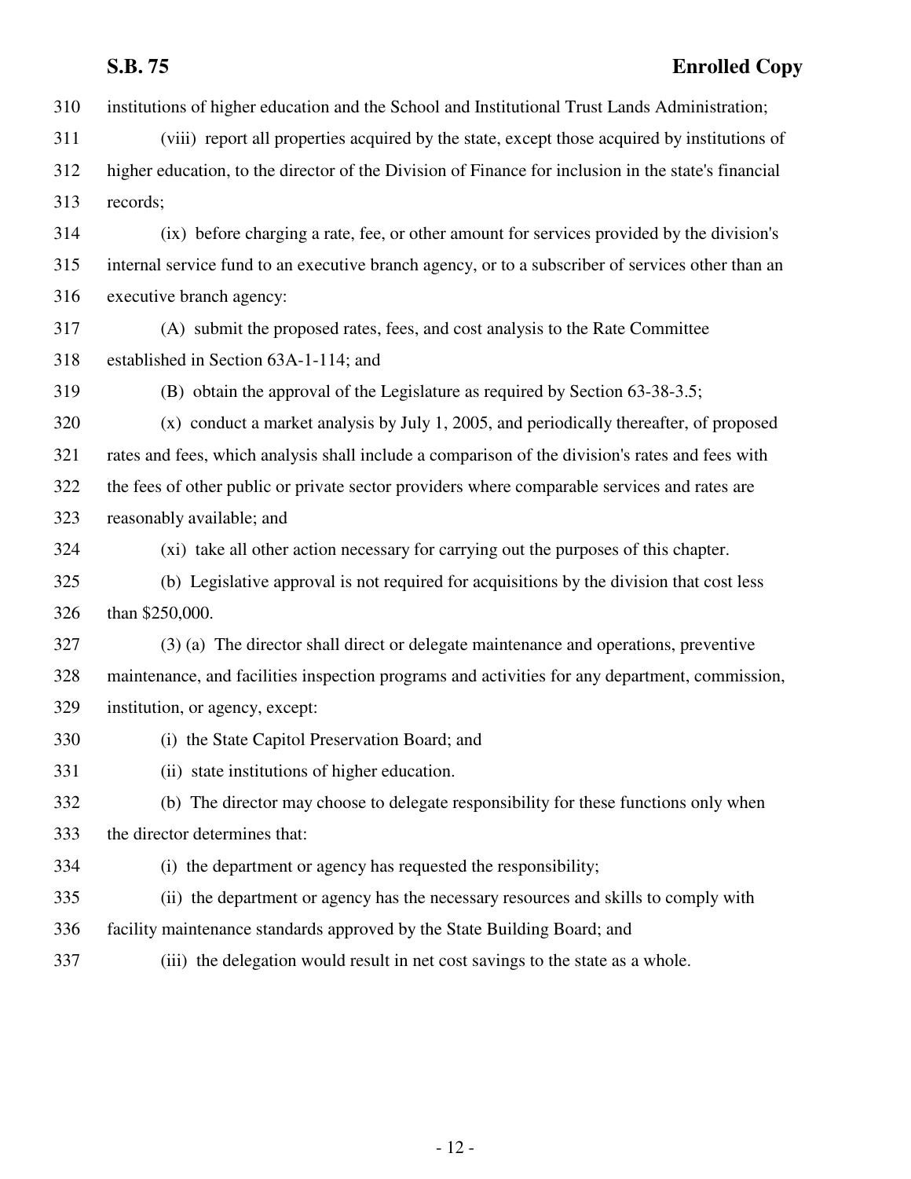institutions of higher education and the School and Institutional Trust Lands Administration;

(viii) report all properties acquired by the state, except those acquired by institutions of higher education, to the director of the Division of Finance for inclusion in the state's financial records;

(ix) before charging a rate, fee, or other amount for services provided by the division's internal service fund to an executive branch agency, or to a subscriber of services other than an executive branch agency:

(A) submit the proposed rates, fees, and cost analysis to the Rate Committee established in Section 63A-1-114; and

(B) obtain the approval of the Legislature as required by Section 63-38-3.5;

(x) conduct a market analysis by July 1, 2005, and periodically thereafter, of proposed rates and fees, which analysis shall include a comparison of the division's rates and fees with the fees of other public or private sector providers where comparable services and rates are reasonably available; and

(xi) take all other action necessary for carrying out the purposes of this chapter.

(b) Legislative approval is not required for acquisitions by the division that cost less than $250,000.

(3) (a) The director shall direct or delegate maintenance and operations, preventive maintenance, and facilities inspection programs and activities for any department, commission, institution, or agency, except:

(i) the State Capitol Preservation Board; and

(ii) state institutions of higher education.

(b) The director may choose to delegate responsibility for these functions only when the director determines that:

(i) the department or agency has requested the responsibility;

(ii) the department or agency has the necessary resources and skills to comply with facility maintenance standards approved by the State Building Board; and

(iii) the delegation would result in net cost savings to the state as a whole.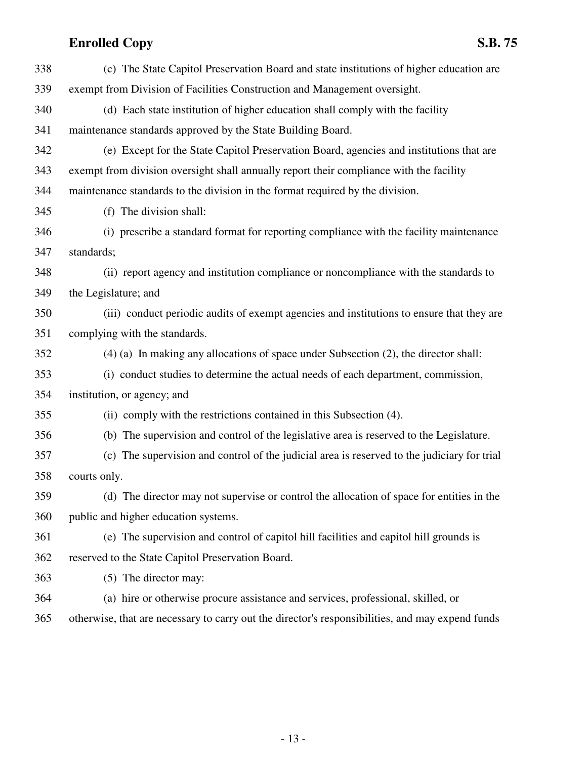338 (c) The State Capitol Preservation Board and state institutions of higher education are
339 exempt from Division of Facilities Construction and Management oversight.
340 (d) Each state institution of higher education shall comply with the facility
341 maintenance standards approved by the State Building Board.
342 (e) Except for the State Capitol Preservation Board, agencies and institutions that are
343 exempt from division oversight shall annually report their compliance with the facility
344 maintenance standards to the division in the format required by the division.
345 (f) The division shall:
346 (i) prescribe a standard format for reporting compliance with the facility maintenance
347 standards;
348 (ii) report agency and institution compliance or noncompliance with the standards to
349 the Legislature; and
350 (iii) conduct periodic audits of exempt agencies and institutions to ensure that they are
351 complying with the standards.
352 (4) (a) In making any allocations of space under Subsection (2), the director shall:
353 (i) conduct studies to determine the actual needs of each department, commission,
354 institution, or agency; and
355 (ii) comply with the restrictions contained in this Subsection (4).
356 (b) The supervision and control of the legislative area is reserved to the Legislature.
357 (c) The supervision and control of the judicial area is reserved to the judiciary for trial
358 courts only.
359 (d) The director may not supervise or control the allocation of space for entities in the
360 public and higher education systems.
361 (e) The supervision and control of capitol hill facilities and capitol hill grounds is
362 reserved to the State Capitol Preservation Board.
363 (5) The director may:
364 (a) hire or otherwise procure assistance and services, professional, skilled, or
365 otherwise, that are necessary to carry out the director's responsibilities, and may expend funds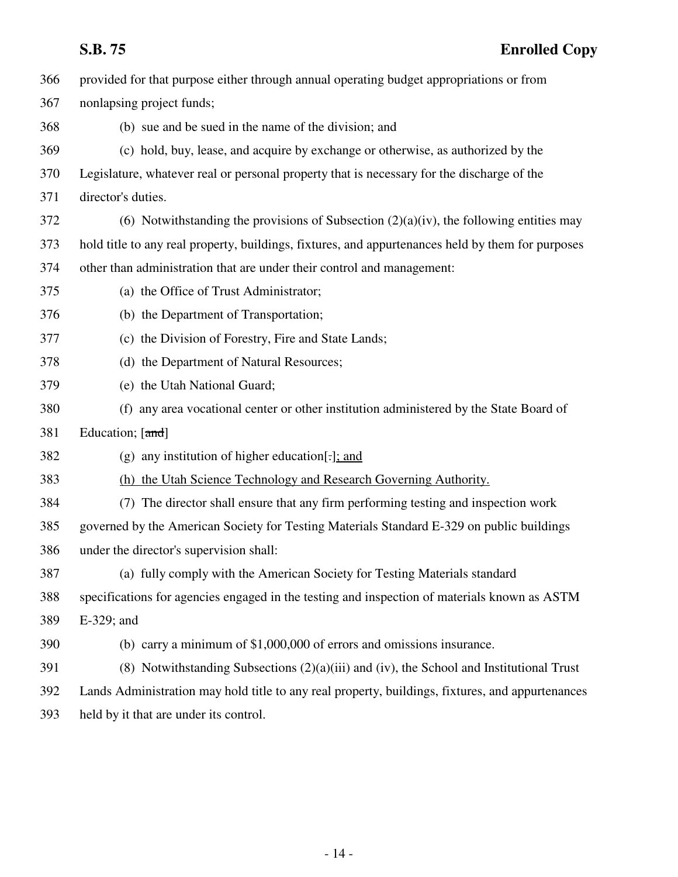provided for that purpose either through annual operating budget appropriations or from nonlapsing project funds;

(b) sue and be sued in the name of the division; and

(c) hold, buy, lease, and acquire by exchange or otherwise, as authorized by the Legislature, whatever real or personal property that is necessary for the discharge of the director's duties.

(6) Notwithstanding the provisions of Subsection (2)(a)(iv), the following entities may hold title to any real property, buildings, fixtures, and appurtenances held by them for purposes other than administration that are under their control and management:

(a) the Office of Trust Administrator;

(b) the Department of Transportation;

(c) the Division of Forestry, Fire and State Lands;

(d) the Department of Natural Resources;

(e) the Utah National Guard;

(f) any area vocational center or other institution administered by the State Board of Education; [~~and~~]

(g) any institution of higher education[.]; and

(h) the Utah Science Technology and Research Governing Authority.

(7) The director shall ensure that any firm performing testing and inspection work governed by the American Society for Testing Materials Standard E-329 on public buildings under the director's supervision shall:

(a) fully comply with the American Society for Testing Materials standard specifications for agencies engaged in the testing and inspection of materials known as ASTM E-329; and

(b) carry a minimum of $1,000,000 of errors and omissions insurance.

(8) Notwithstanding Subsections (2)(a)(iii) and (iv), the School and Institutional Trust Lands Administration may hold title to any real property, buildings, fixtures, and appurtenances held by it that are under its control.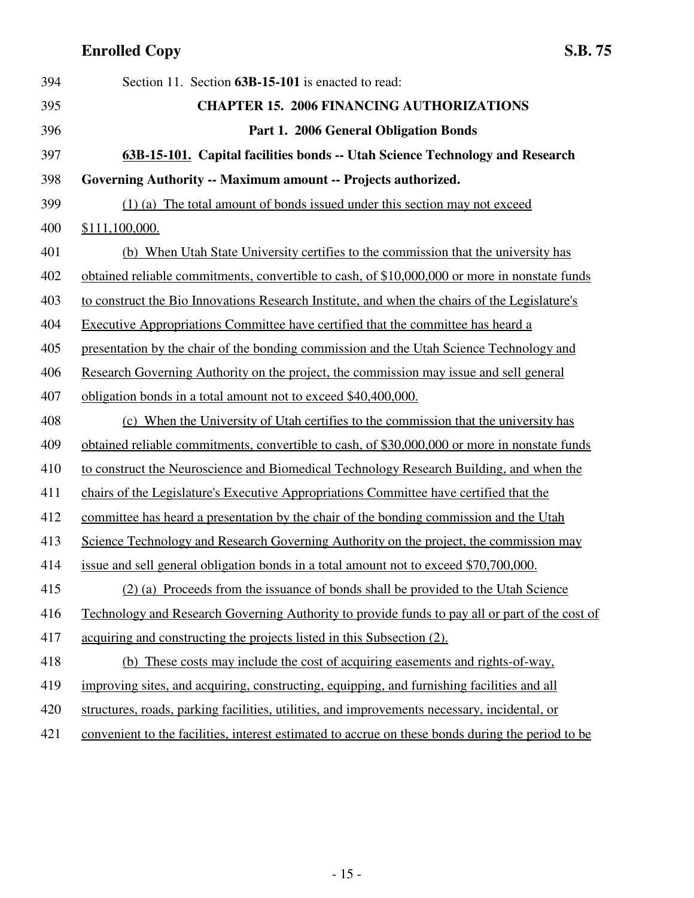Section 11. Section **63B-15-101** is enacted to read:

**CHAPTER 15. 2006 FINANCING AUTHORIZATIONS**

**Part 1. 2006 General Obligation Bonds**

**63B-15-101. Capital facilities bonds -- Utah Science Technology and Research Governing Authority -- Maximum amount -- Projects authorized.**

(1) (a) The total amount of bonds issued under this section may not exceed $111,100,000.

(b) When Utah State University certifies to the commission that the university has obtained reliable commitments, convertible to cash, of $10,000,000 or more in nonstate funds to construct the Bio Innovations Research Institute, and when the chairs of the Legislature's Executive Appropriations Committee have certified that the committee has heard a presentation by the chair of the bonding commission and the Utah Science Technology and Research Governing Authority on the project, the commission may issue and sell general obligation bonds in a total amount not to exceed $40,400,000.

(c) When the University of Utah certifies to the commission that the university has obtained reliable commitments, convertible to cash, of $30,000,000 or more in nonstate funds to construct the Neuroscience and Biomedical Technology Research Building, and when the chairs of the Legislature's Executive Appropriations Committee have certified that the committee has heard a presentation by the chair of the bonding commission and the Utah Science Technology and Research Governing Authority on the project, the commission may issue and sell general obligation bonds in a total amount not to exceed $70,700,000.

(2) (a) Proceeds from the issuance of bonds shall be provided to the Utah Science Technology and Research Governing Authority to provide funds to pay all or part of the cost of acquiring and constructing the projects listed in this Subsection (2).

(b) These costs may include the cost of acquiring easements and rights-of-way, improving sites, and acquiring, constructing, equipping, and furnishing facilities and all structures, roads, parking facilities, utilities, and improvements necessary, incidental, or convenient to the facilities, interest estimated to accrue on these bonds during the period to be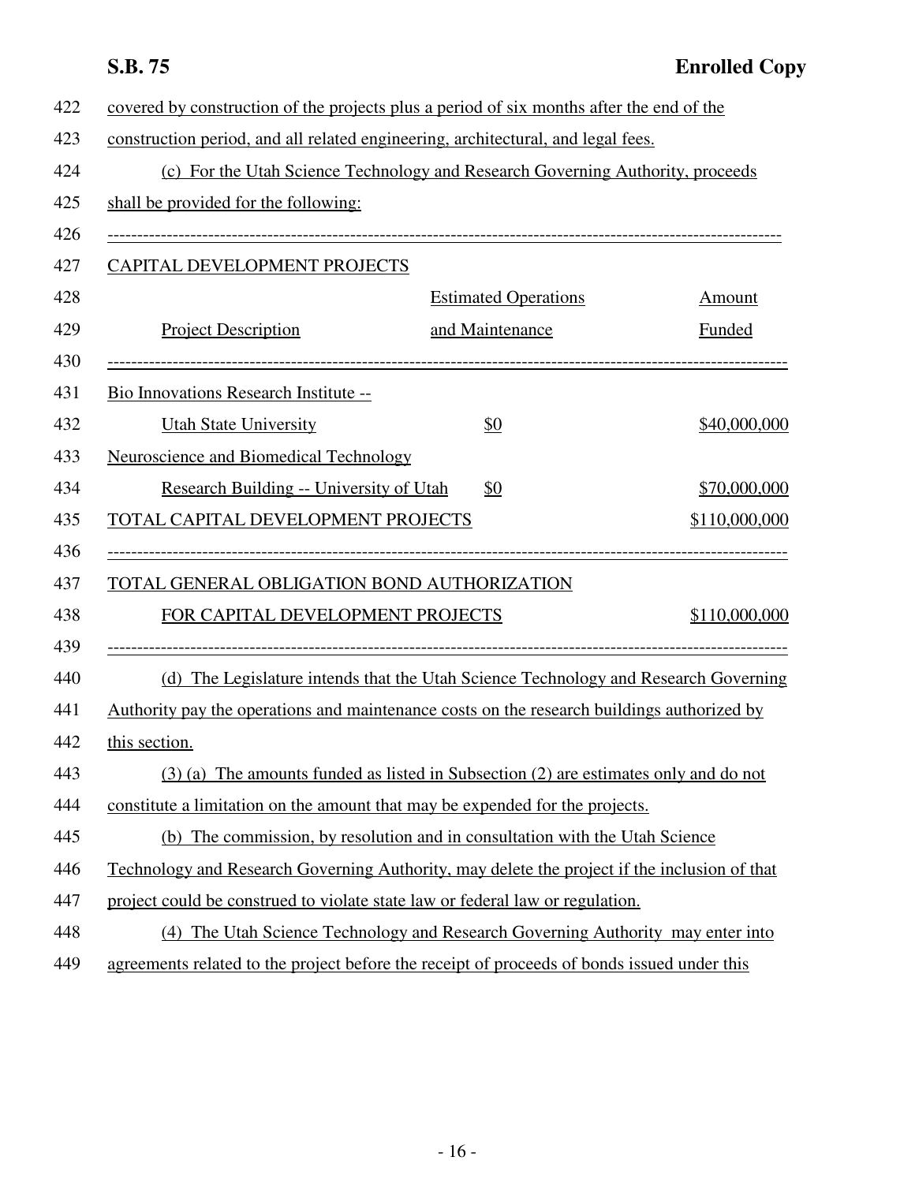covered by construction of the projects plus a period of six months after the end of the construction period, and all related engineering, architectural, and legal fees.

(c) For the Utah Science Technology and Research Governing Authority, proceeds shall be provided for the following:

| CAPITAL DEVELOPMENT PROJECTS | | |
|---|---|---|
| Project Description | Estimated Operations and Maintenance | Amount Funded |
| Bio Innovations Research Institute -- Utah State University | $0 | $40,000,000 |
| Neuroscience and Biomedical Technology Research Building -- University of Utah | $0 | $70,000,000 |
| TOTAL CAPITAL DEVELOPMENT PROJECTS | | $110,000,000 |
| TOTAL GENERAL OBLIGATION BOND AUTHORIZATION FOR CAPITAL DEVELOPMENT PROJECTS | | $110,000,000 |

(d) The Legislature intends that the Utah Science Technology and Research Governing Authority pay the operations and maintenance costs on the research buildings authorized by this section.

(3) (a) The amounts funded as listed in Subsection (2) are estimates only and do not constitute a limitation on the amount that may be expended for the projects.

(b) The commission, by resolution and in consultation with the Utah Science Technology and Research Governing Authority, may delete the project if the inclusion of that project could be construed to violate state law or federal law or regulation.

(4) The Utah Science Technology and Research Governing Authority may enter into agreements related to the project before the receipt of proceeds of bonds issued under this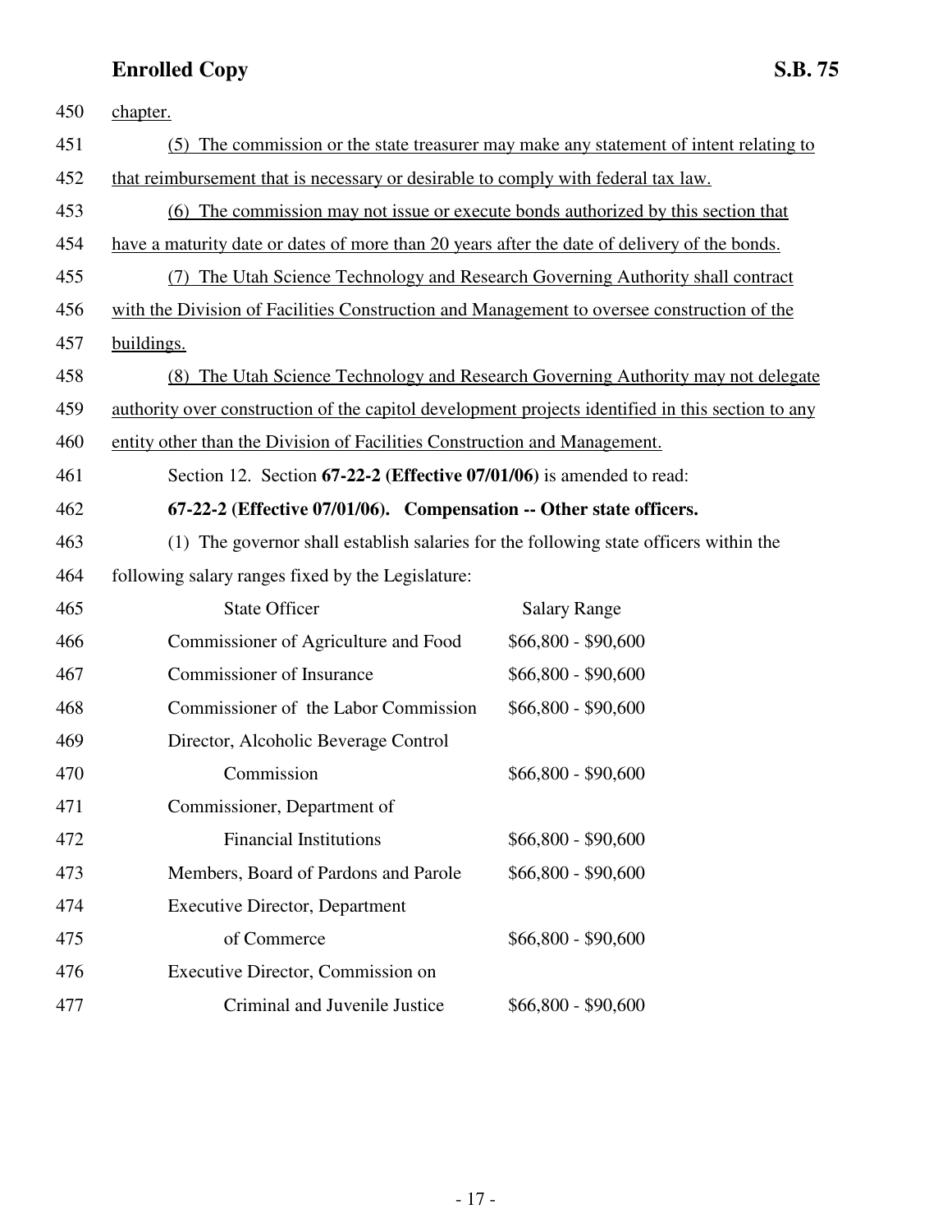chapter.

(5) The commission or the state treasurer may make any statement of intent relating to that reimbursement that is necessary or desirable to comply with federal tax law.

(6) The commission may not issue or execute bonds authorized by this section that have a maturity date or dates of more than 20 years after the date of delivery of the bonds.

(7) The Utah Science Technology and Research Governing Authority shall contract with the Division of Facilities Construction and Management to oversee construction of the buildings.

(8) The Utah Science Technology and Research Governing Authority may not delegate authority over construction of the capitol development projects identified in this section to any entity other than the Division of Facilities Construction and Management.

Section 12. Section **67-22-2 (Effective 07/01/06)** is amended to read:

**67-22-2 (Effective 07/01/06). Compensation -- Other state officers.**

(1) The governor shall establish salaries for the following state officers within the following salary ranges fixed by the Legislature:

| State Officer | Salary Range |
| --- | --- |
| Commissioner of Agriculture and Food | $66,800 - $90,600 |
| Commissioner of Insurance | $66,800 - $90,600 |
| Commissioner of the Labor Commission | $66,800 - $90,600 |
| Director, Alcoholic Beverage Control Commission | $66,800 - $90,600 |
| Commissioner, Department of Financial Institutions | $66,800 - $90,600 |
| Members, Board of Pardons and Parole | $66,800 - $90,600 |
| Executive Director, Department of Commerce | $66,800 - $90,600 |
| Executive Director, Commission on Criminal and Juvenile Justice | $66,800 - $90,600 |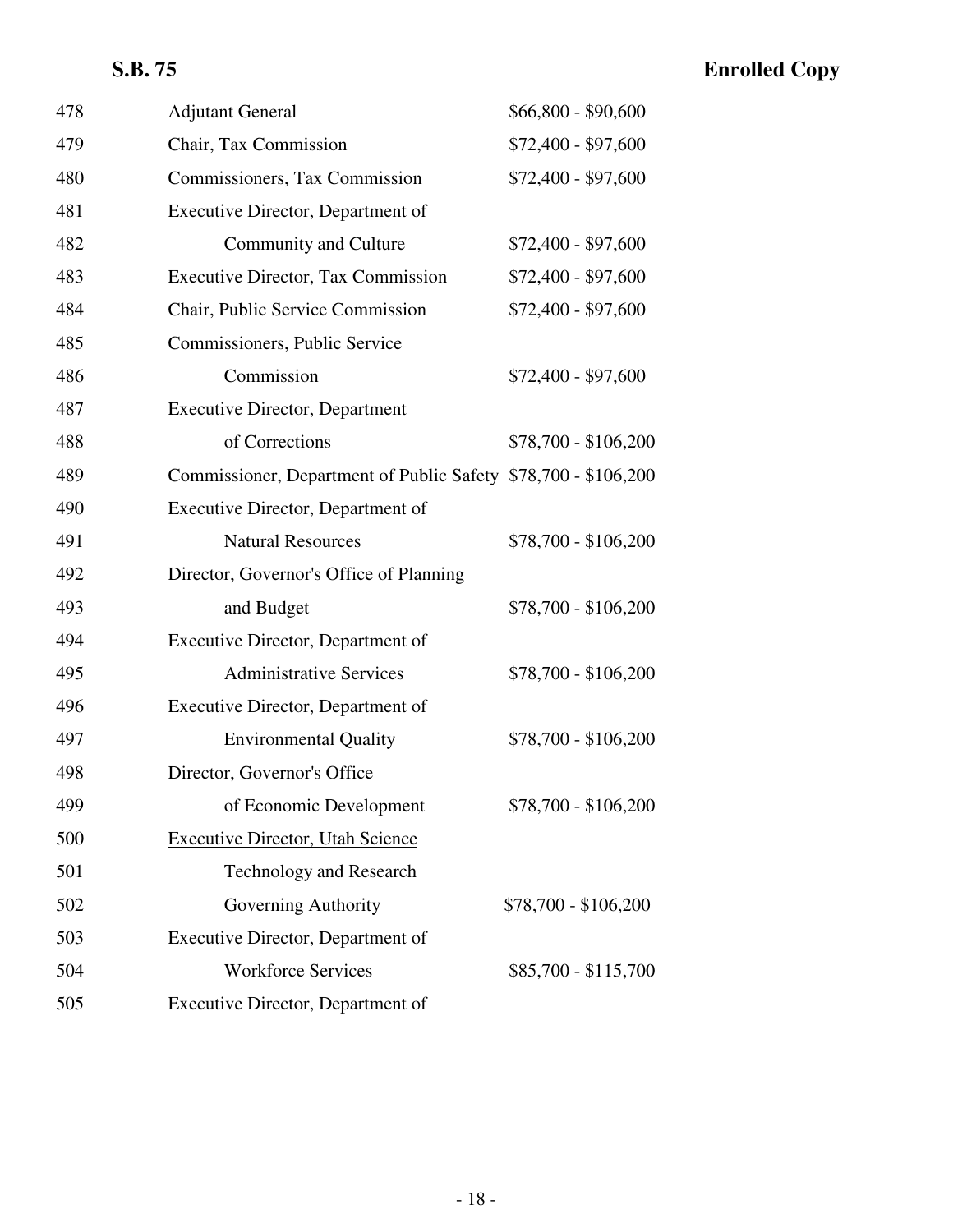| | | |
|---|---|---|
| 478 | Adjutant General | $66,800 - $90,600 |
| 479 | Chair, Tax Commission | $72,400 - $97,600 |
| 480 | Commissioners, Tax Commission | $72,400 - $97,600 |
| 481 | Executive Director, Department of | |
| 482 | Community and Culture | $72,400 - $97,600 |
| 483 | Executive Director, Tax Commission | $72,400 - $97,600 |
| 484 | Chair, Public Service Commission | $72,400 - $97,600 |
| 485 | Commissioners, Public Service | |
| 486 | Commission | $72,400 - $97,600 |
| 487 | Executive Director, Department | |
| 488 | of Corrections | $78,700 - $106,200 |
| 489 | Commissioner, Department of Public Safety | $78,700 - $106,200 |
| 490 | Executive Director, Department of | |
| 491 | Natural Resources | $78,700 - $106,200 |
| 492 | Director, Governor's Office of Planning | |
| 493 | and Budget | $78,700 - $106,200 |
| 494 | Executive Director, Department of | |
| 495 | Administrative Services | $78,700 - $106,200 |
| 496 | Executive Director, Department of | |
| 497 | Environmental Quality | $78,700 - $106,200 |
| 498 | Director, Governor's Office | |
| 499 | of Economic Development | $78,700 - $106,200 |
| 500 | <u>Executive Director, Utah Science</u> | |
| 501 | <u>Technology and Research</u> | |
| 502 | <u>Governing Authority</u> | <u>$78,700 - $106,200</u> |
| 503 | Executive Director, Department of | |
| 504 | Workforce Services | $85,700 - $115,700 |
| 505 | Executive Director, Department of | |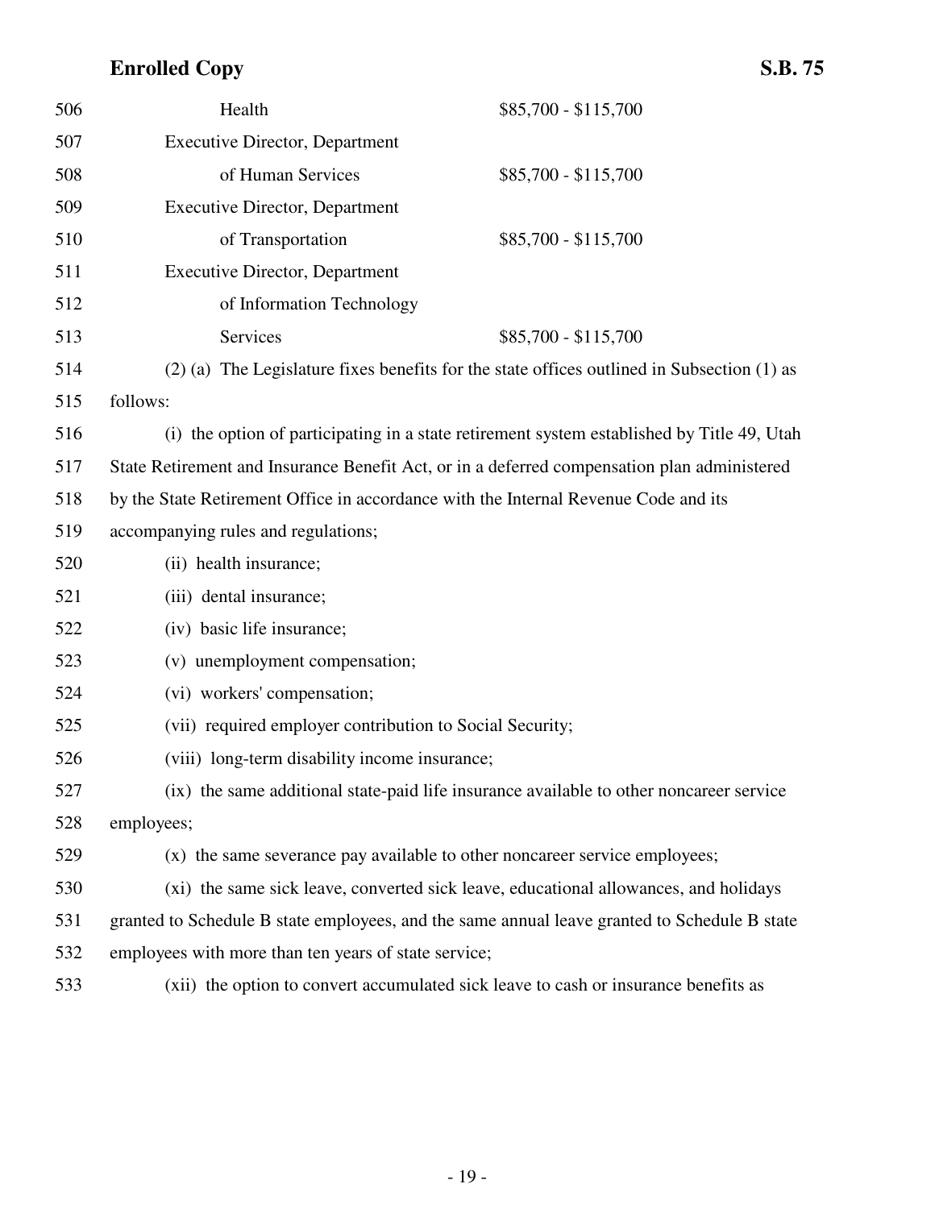| | |
|---|---|
| Health | $85,700 - $115,700 |
| Executive Director, Department of Human Services | $85,700 - $115,700 |
| Executive Director, Department of Transportation | $85,700 - $115,700 |
| Executive Director, Department of Information Technology Services | $85,700 - $115,700 |

(2) (a) The Legislature fixes benefits for the state offices outlined in Subsection (1) as follows:

(i) the option of participating in a state retirement system established by Title 49, Utah State Retirement and Insurance Benefit Act, or in a deferred compensation plan administered by the State Retirement Office in accordance with the Internal Revenue Code and its accompanying rules and regulations;

(ii) health insurance;

(iii) dental insurance;

(iv) basic life insurance;

(v) unemployment compensation;

(vi) workers' compensation;

(vii) required employer contribution to Social Security;

(viii) long-term disability income insurance;

(ix) the same additional state-paid life insurance available to other noncareer service employees;

(x) the same severance pay available to other noncareer service employees;

(xi) the same sick leave, converted sick leave, educational allowances, and holidays granted to Schedule B state employees, and the same annual leave granted to Schedule B state employees with more than ten years of state service;

(xii) the option to convert accumulated sick leave to cash or insurance benefits as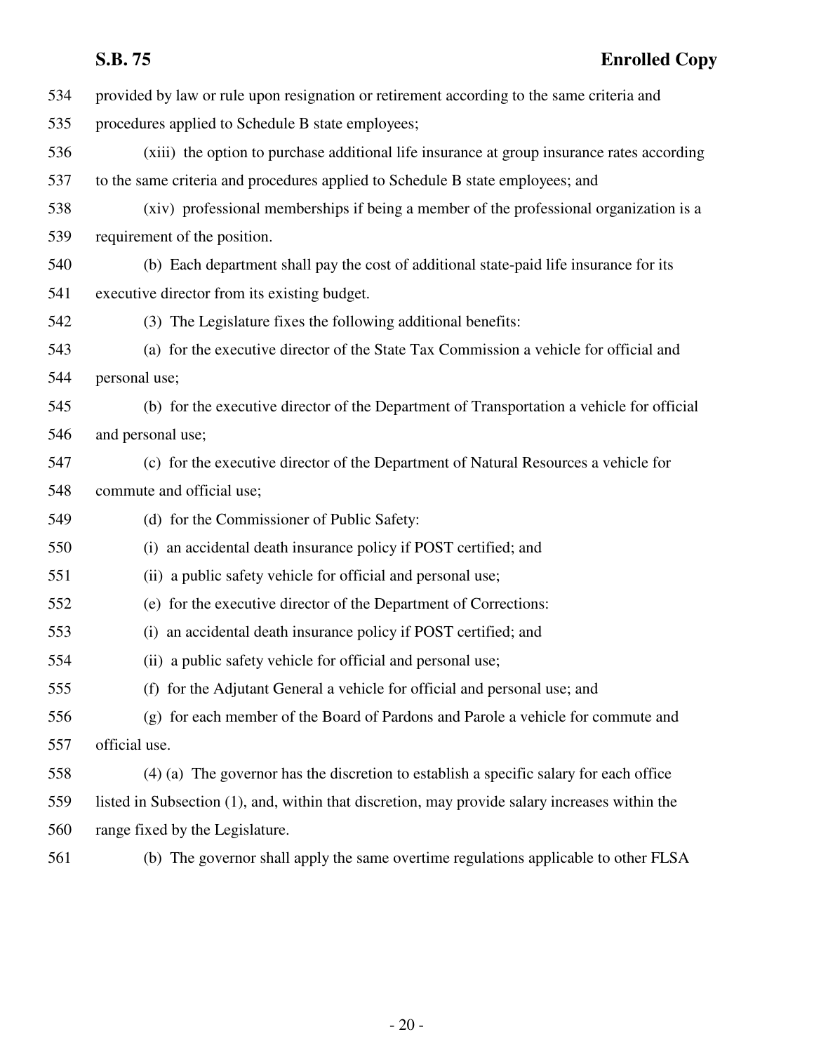provided by law or rule upon resignation or retirement according to the same criteria and procedures applied to Schedule B state employees;

(xiii) the option to purchase additional life insurance at group insurance rates according to the same criteria and procedures applied to Schedule B state employees; and

(xiv) professional memberships if being a member of the professional organization is a requirement of the position.

(b) Each department shall pay the cost of additional state-paid life insurance for its executive director from its existing budget.

(3) The Legislature fixes the following additional benefits:

(a) for the executive director of the State Tax Commission a vehicle for official and personal use;

(b) for the executive director of the Department of Transportation a vehicle for official and personal use;

(c) for the executive director of the Department of Natural Resources a vehicle for commute and official use;

(d) for the Commissioner of Public Safety:

(i) an accidental death insurance policy if POST certified; and

(ii) a public safety vehicle for official and personal use;

(e) for the executive director of the Department of Corrections:

(i) an accidental death insurance policy if POST certified; and

(ii) a public safety vehicle for official and personal use;

(f) for the Adjutant General a vehicle for official and personal use; and

(g) for each member of the Board of Pardons and Parole a vehicle for commute and official use.

(4) (a) The governor has the discretion to establish a specific salary for each office listed in Subsection (1), and, within that discretion, may provide salary increases within the range fixed by the Legislature.

(b) The governor shall apply the same overtime regulations applicable to other FLSA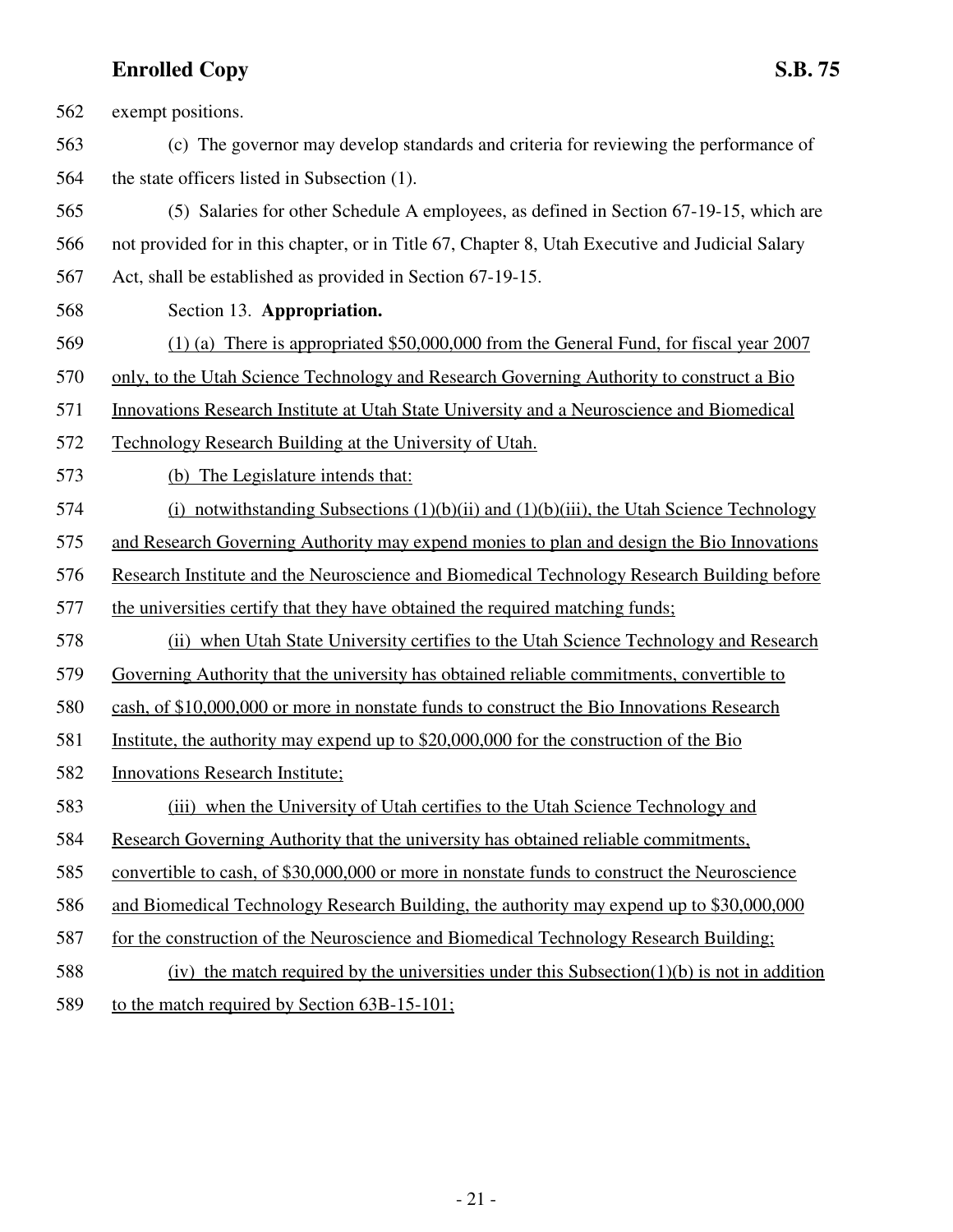exempt positions.

(c) The governor may develop standards and criteria for reviewing the performance of the state officers listed in Subsection (1).

(5) Salaries for other Schedule A employees, as defined in Section 67-19-15, which are not provided for in this chapter, or in Title 67, Chapter 8, Utah Executive and Judicial Salary Act, shall be established as provided in Section 67-19-15.

Section 13. **Appropriation.**

(1) (a) There is appropriated $50,000,000 from the General Fund, for fiscal year 2007 only, to the Utah Science Technology and Research Governing Authority to construct a Bio Innovations Research Institute at Utah State University and a Neuroscience and Biomedical Technology Research Building at the University of Utah.

(b) The Legislature intends that:

(i) notwithstanding Subsections (1)(b)(ii) and (1)(b)(iii), the Utah Science Technology and Research Governing Authority may expend monies to plan and design the Bio Innovations Research Institute and the Neuroscience and Biomedical Technology Research Building before the universities certify that they have obtained the required matching funds;

(ii) when Utah State University certifies to the Utah Science Technology and Research Governing Authority that the university has obtained reliable commitments, convertible to cash, of $10,000,000 or more in nonstate funds to construct the Bio Innovations Research Institute, the authority may expend up to $20,000,000 for the construction of the Bio Innovations Research Institute;

(iii) when the University of Utah certifies to the Utah Science Technology and Research Governing Authority that the university has obtained reliable commitments, convertible to cash, of $30,000,000 or more in nonstate funds to construct the Neuroscience and Biomedical Technology Research Building, the authority may expend up to $30,000,000 for the construction of the Neuroscience and Biomedical Technology Research Building;

(iv) the match required by the universities under this Subsection(1)(b) is not in addition to the match required by Section 63B-15-101;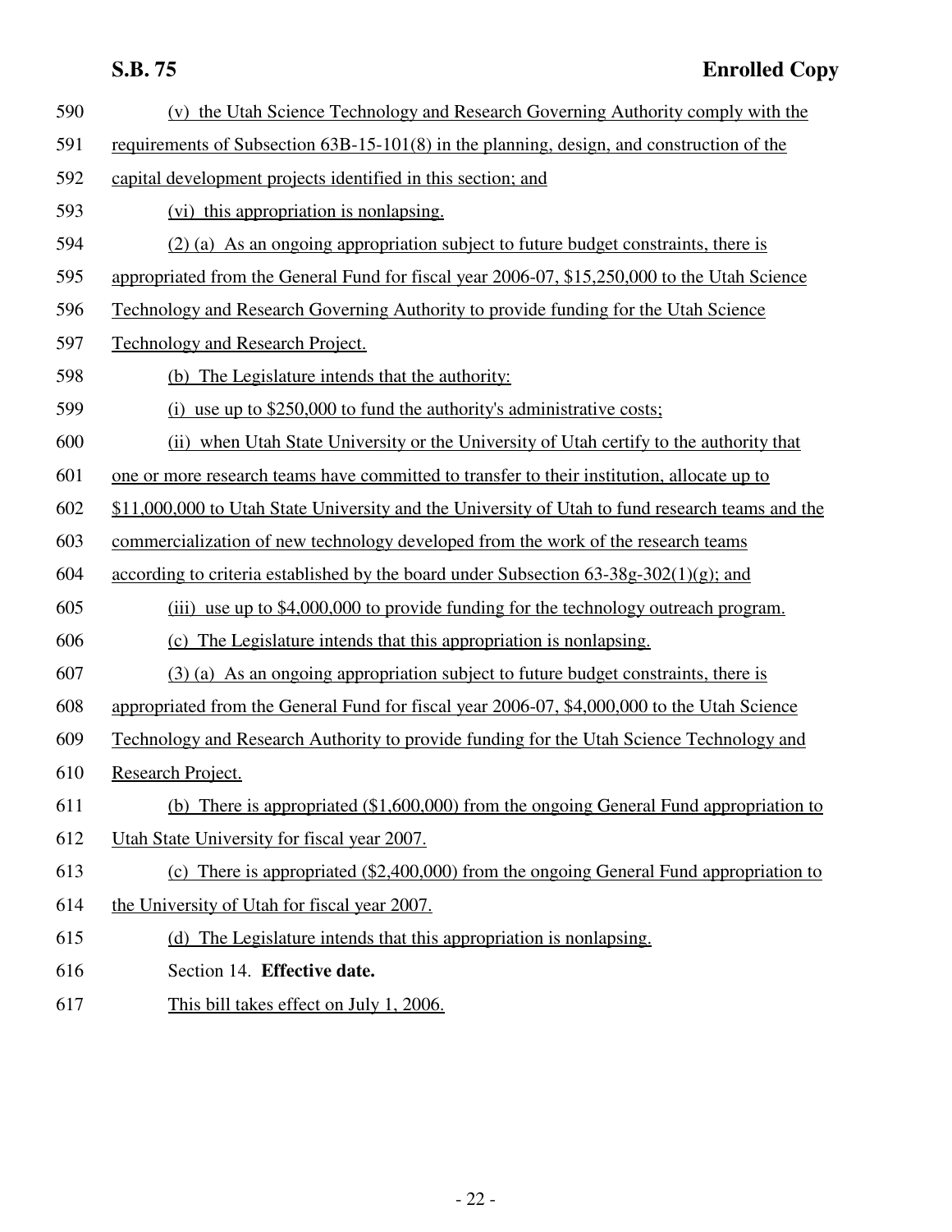(v) the Utah Science Technology and Research Governing Authority comply with the requirements of Subsection 63B-15-101(8) in the planning, design, and construction of the capital development projects identified in this section; and

(vi) this appropriation is nonlapsing.

(2) (a) As an ongoing appropriation subject to future budget constraints, there is appropriated from the General Fund for fiscal year 2006-07, $15,250,000 to the Utah Science Technology and Research Governing Authority to provide funding for the Utah Science Technology and Research Project.

(b) The Legislature intends that the authority:

(i) use up to $250,000 to fund the authority's administrative costs;

(ii) when Utah State University or the University of Utah certify to the authority that one or more research teams have committed to transfer to their institution, allocate up to $11,000,000 to Utah State University and the University of Utah to fund research teams and the commercialization of new technology developed from the work of the research teams according to criteria established by the board under Subsection 63-38g-302(1)(g); and

(iii) use up to $4,000,000 to provide funding for the technology outreach program.

(c) The Legislature intends that this appropriation is nonlapsing.

(3) (a) As an ongoing appropriation subject to future budget constraints, there is appropriated from the General Fund for fiscal year 2006-07, $4,000,000 to the Utah Science Technology and Research Authority to provide funding for the Utah Science Technology and Research Project.

(b) There is appropriated ($1,600,000) from the ongoing General Fund appropriation to Utah State University for fiscal year 2007.

(c) There is appropriated ($2,400,000) from the ongoing General Fund appropriation to the University of Utah for fiscal year 2007.

(d) The Legislature intends that this appropriation is nonlapsing.

Section 14. **Effective date.**

This bill takes effect on July 1, 2006.